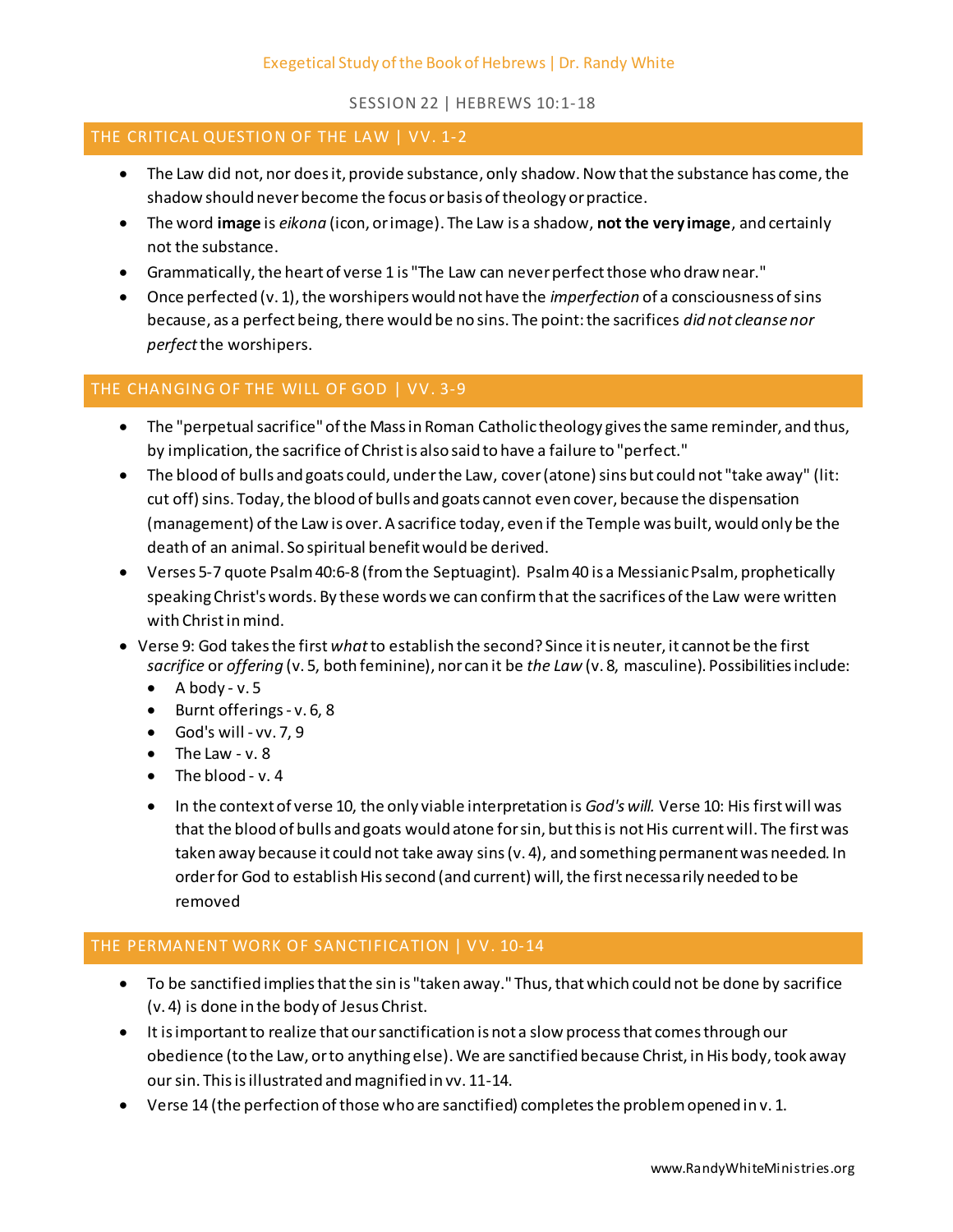Exegetical Study of the Book of Hebrews | Dr. Randy White

SESSION 22 | HEBREWS 10:1-18

## THE CRITICAL QUESTION OF THE LAW | VV. 1-2

- The Law did not, nor does it, provide substance, only shadow. Now that the substance has come, the shadow should never become the focus or basis of theology or practice.
- The word **image** is *eikona* (icon, or image). The Law is a shadow, **not the very image**, and certainly not the substance.
- Grammatically, the heart of verse 1 is "The Law can never perfect those who draw near."
- Once perfected (v. 1), the worshipers would not have the *imperfection* of a consciousness of sins because, as a perfect being, there would be no sins. The point: the sacrifices *did not cleanse nor perfect* the worshipers.

## THE CHANGING OF THE WILL OF GOD | VV. 3-9

- The "perpetual sacrifice" of the Mass in Roman Catholic theology gives the same reminder, and thus, by implication, the sacrifice of Christ is also said to have a failure to "perfect."
- The blood of bulls and goats could, under the Law, cover (atone) sins but could not "take away" (lit: cut off) sins. Today, the blood of bulls and goats cannot even cover, because the dispensation (management) of the Law is over. A sacrifice today, even if the Temple was built, would only be the death of an animal. So spiritual benefit would be derived.
- Verses 5-7 quote Psalm 40:6-8 (from the Septuagint). Psalm 40 is a Messianic Psalm, prophetically speaking Christ's words. By these words we can confirm that the sacrifices of the Law were written with Christ in mind.
- Verse 9: God takes the first *what* to establish the second? Since it is neuter, it cannot be the first *sacrifice* or *offering* (v. 5, both feminine), nor can it be *the Law* (v. 8, masculine). Possibilities include:
  - A body - v. 5
  - Burnt offerings - v. 6, 8
  - God's will - vv. 7, 9
  - The Law - v. 8
  - The blood - v. 4
  - In the context of verse 10, the only viable interpretation is *God's will.* Verse 10: His first will was that the blood of bulls and goats would atone for sin, but this is not His current will. The first was taken away because it could not take away sins (v. 4), and something permanent was needed. In order for God to establish His second (and current) will, the first necessarily needed to be removed

## THE PERMANENT WORK OF SANCTIFICATION | VV. 10-14

- To be sanctified implies that the sin is "taken away." Thus, that which could not be done by sacrifice (v. 4) is done in the body of Jesus Christ.
- It is important to realize that our sanctification is not a slow process that comes through our obedience (to the Law, or to anything else). We are sanctified because Christ, in His body, took away our sin. This is illustrated and magnified in vv. 11-14.
- Verse 14 (the perfection of those who are sanctified) completes the problem opened in v. 1.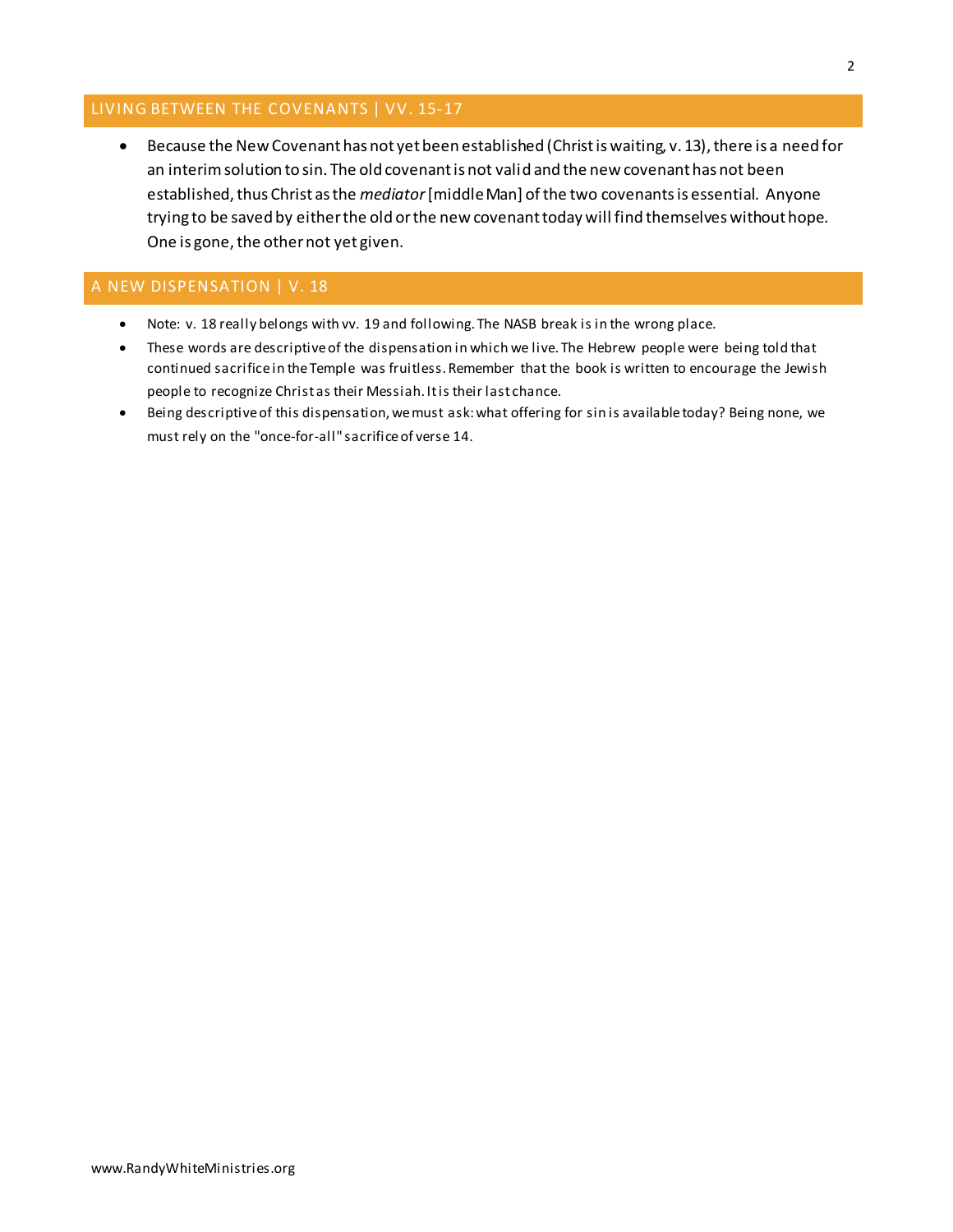## LIVING BETWEEN THE COVENANTS | VV. 15-17

- Because the New Covenant has not yet been established (Christ is waiting, v. 13), there is a need for an interim solution to sin. The old covenant is not valid and the new covenant has not been established, thus Christ as the *mediator* [middle Man] of the two covenants is essential. Anyone trying to be saved by either the old or the new covenant today will find themselves without hope. One is gone, the other not yet given.

## A NEW DISPENSATION | V. 18

- Note: v. 18 really belongs with vv. 19 and following. The NASB break is in the wrong place.
- These words are descriptive of the dispensation in which we live. The Hebrew people were being told that continued sacrifice in the Temple was fruitless. Remember that the book is written to encourage the Jewish people to recognize Christ as their Messiah. It is their last chance.
- Being descriptive of this dispensation, we must ask: what offering for sin is available today? Being none, we must rely on the "once-for-all" sacrifice of verse 14.

www.RandyWhiteMinistries.org